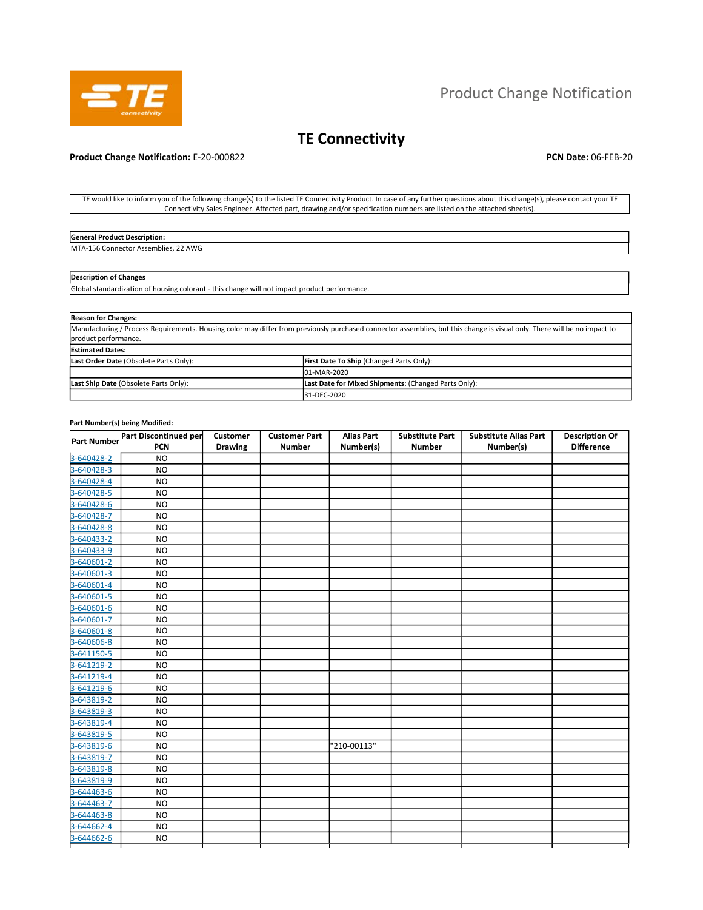# Product Change Notification

## TE Connectivity

**Product Change Notification:** E-20-000822

**PCN Date:** 06-FEB-20

TE would like to inform you of the following change(s) to the listed TE Connectivity Product. In case of any further questions about this change(s), please contact your TE Connectivity Sales Engineer. Affected part, drawing and/or specification numbers are listed on the attached sheet(s).

| **General Product Description:** |
|---|
| MTA-156 Connector Assemblies, 22 AWG |

| **Description of Changes** |
|---|
| Global standardization of housing colorant - this change will not impact product performance. |

| **Reason for Changes:** | |
|---|---|
| Manufacturing / Process Requirements. Housing color may differ from previously purchased connector assemblies, but this change is visual only. There will be no impact to product performance. | |
| **Estimated Dates:** | |
| **Last Order Date** (Obsolete Parts Only): | **First Date To Ship** (Changed Parts Only): |
| | 01-MAR-2020 |
| **Last Ship Date** (Obsolete Parts Only): | **Last Date for Mixed Shipments:** (Changed Parts Only): |
| | 31-DEC-2020 |

**Part Number(s) being Modified:**

| Part Number | Part Discontinued per PCN | Customer Drawing | Customer Part Number | Alias Part Number(s) | Substitute Part Number | Substitute Alias Part Number(s) | Description Of Difference |
|---|---|---|---|---|---|---|---|
| 3-640428-2 | NO | | | | | | |
| 3-640428-3 | NO | | | | | | |
| 3-640428-4 | NO | | | | | | |
| 3-640428-5 | NO | | | | | | |
| 3-640428-6 | NO | | | | | | |
| 3-640428-7 | NO | | | | | | |
| 3-640428-8 | NO | | | | | | |
| 3-640433-2 | NO | | | | | | |
| 3-640433-9 | NO | | | | | | |
| 3-640601-2 | NO | | | | | | |
| 3-640601-3 | NO | | | | | | |
| 3-640601-4 | NO | | | | | | |
| 3-640601-5 | NO | | | | | | |
| 3-640601-6 | NO | | | | | | |
| 3-640601-7 | NO | | | | | | |
| 3-640601-8 | NO | | | | | | |
| 3-640606-8 | NO | | | | | | |
| 3-641150-5 | NO | | | | | | |
| 3-641219-2 | NO | | | | | | |
| 3-641219-4 | NO | | | | | | |
| 3-641219-6 | NO | | | | | | |
| 3-643819-2 | NO | | | | | | |
| 3-643819-3 | NO | | | | | | |
| 3-643819-4 | NO | | | | | | |
| 3-643819-5 | NO | | | | | | |
| 3-643819-6 | NO | | | "210-00113" | | | |
| 3-643819-7 | NO | | | | | | |
| 3-643819-8 | NO | | | | | | |
| 3-643819-9 | NO | | | | | | |
| 3-644463-6 | NO | | | | | | |
| 3-644463-7 | NO | | | | | | |
| 3-644463-8 | NO | | | | | | |
| 3-644662-4 | NO | | | | | | |
| 3-644662-6 | NO | | | | | | |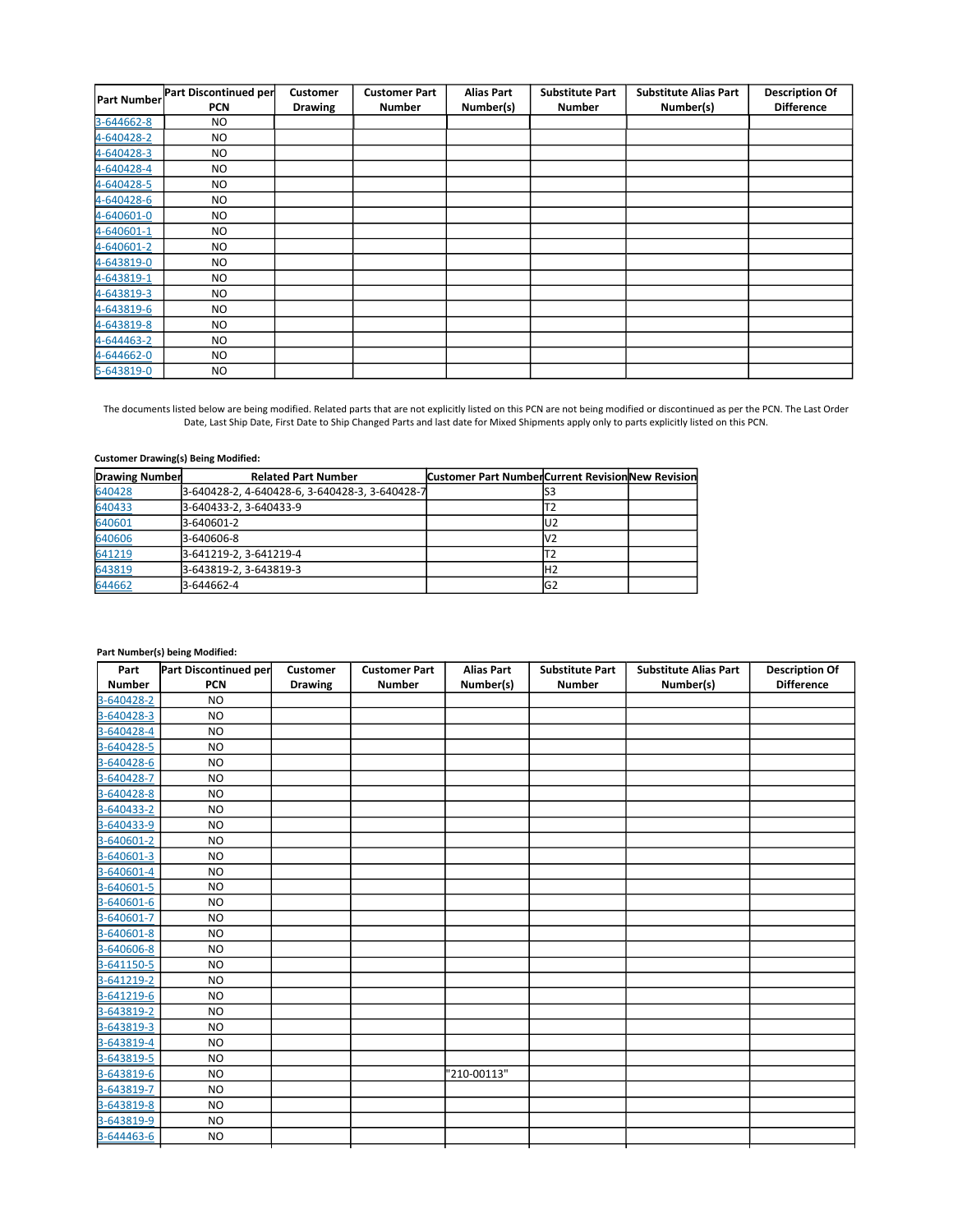| Part Number | Part Discontinued per PCN | Customer Drawing | Customer Part Number | Alias Part Number(s) | Substitute Part Number | Substitute Alias Part Number(s) | Description Of Difference |
|---|---|---|---|---|---|---|---|
| 3-644662-8 | NO | | | | | | |
| 4-640428-2 | NO | | | | | | |
| 4-640428-3 | NO | | | | | | |
| 4-640428-4 | NO | | | | | | |
| 4-640428-5 | NO | | | | | | |
| 4-640428-6 | NO | | | | | | |
| 4-640601-0 | NO | | | | | | |
| 4-640601-1 | NO | | | | | | |
| 4-640601-2 | NO | | | | | | |
| 4-643819-0 | NO | | | | | | |
| 4-643819-1 | NO | | | | | | |
| 4-643819-3 | NO | | | | | | |
| 4-643819-6 | NO | | | | | | |
| 4-643819-8 | NO | | | | | | |
| 4-644463-2 | NO | | | | | | |
| 4-644662-0 | NO | | | | | | |
| 5-643819-0 | NO | | | | | | |

The documents listed below are being modified. Related parts that are not explicitly listed on this PCN are not being modified or discontinued as per the PCN. The Last Order Date, Last Ship Date, First Date to Ship Changed Parts and last date for Mixed Shipments apply only to parts explicitly listed on this PCN.

**Customer Drawing(s) Being Modified:**

| Drawing Number | Related Part Number | Customer Part Number | Current Revision | New Revision |
|---|---|---|---|---|
| 640428 | 3-640428-2, 4-640428-6, 3-640428-3, 3-640428-7 | | S3 | |
| 640433 | 3-640433-2, 3-640433-9 | | T2 | |
| 640601 | 3-640601-2 | | U2 | |
| 640606 | 3-640606-8 | | V2 | |
| 641219 | 3-641219-2, 3-641219-4 | | T2 | |
| 643819 | 3-643819-2, 3-643819-3 | | H2 | |
| 644662 | 3-644662-4 | | G2 | |

**Part Number(s) being Modified:**

| Part Number | Part Discontinued per PCN | Customer Drawing | Customer Part Number | Alias Part Number(s) | Substitute Part Number | Substitute Alias Part Number(s) | Description Of Difference |
|---|---|---|---|---|---|---|---|
| 3-640428-2 | NO | | | | | | |
| 3-640428-3 | NO | | | | | | |
| 3-640428-4 | NO | | | | | | |
| 3-640428-5 | NO | | | | | | |
| 3-640428-6 | NO | | | | | | |
| 3-640428-7 | NO | | | | | | |
| 3-640428-8 | NO | | | | | | |
| 3-640433-2 | NO | | | | | | |
| 3-640433-9 | NO | | | | | | |
| 3-640601-2 | NO | | | | | | |
| 3-640601-3 | NO | | | | | | |
| 3-640601-4 | NO | | | | | | |
| 3-640601-5 | NO | | | | | | |
| 3-640601-6 | NO | | | | | | |
| 3-640601-7 | NO | | | | | | |
| 3-640601-8 | NO | | | | | | |
| 3-640606-8 | NO | | | | | | |
| 3-641150-5 | NO | | | | | | |
| 3-641219-2 | NO | | | | | | |
| 3-641219-6 | NO | | | | | | |
| 3-643819-2 | NO | | | | | | |
| 3-643819-3 | NO | | | | | | |
| 3-643819-4 | NO | | | | | | |
| 3-643819-5 | NO | | | | | | |
| 3-643819-6 | NO | | | "210-00113" | | | |
| 3-643819-7 | NO | | | | | | |
| 3-643819-8 | NO | | | | | | |
| 3-643819-9 | NO | | | | | | |
| 3-644463-6 | NO | | | | | | |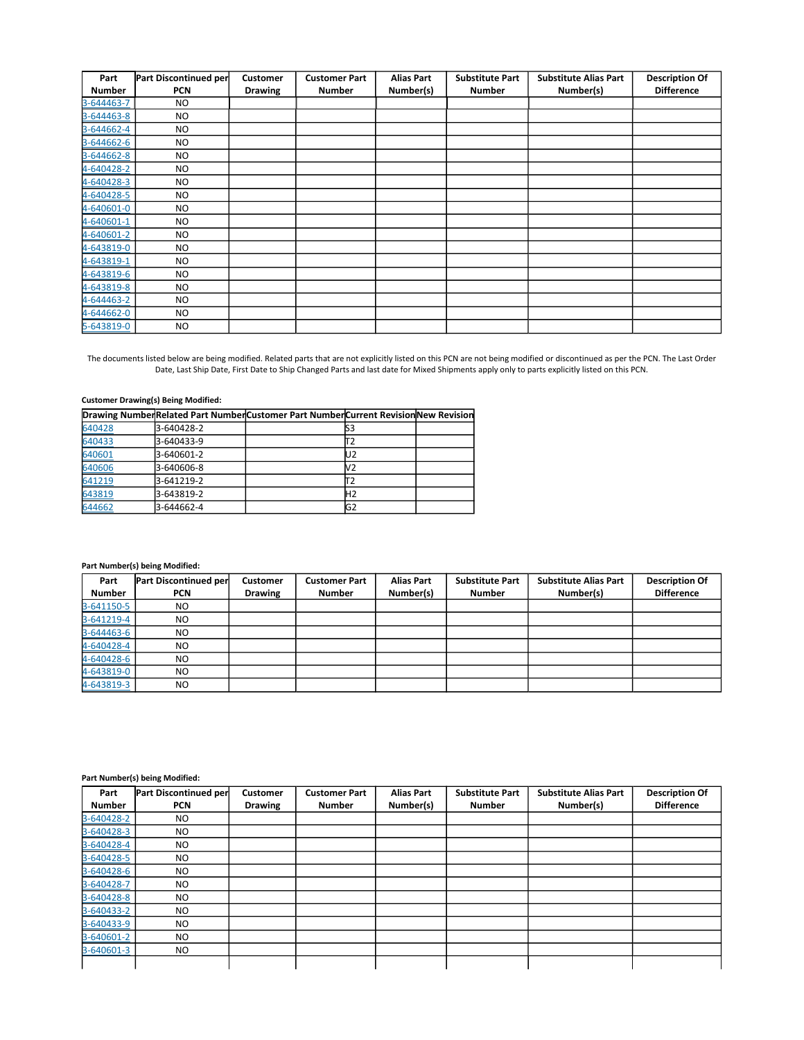| Part Number | Part Discontinued per PCN | Customer Drawing | Customer Part Number | Alias Part Number(s) | Substitute Part Number | Substitute Alias Part Number(s) | Description Of Difference |
|---|---|---|---|---|---|---|---|
| 3-644463-7 | NO | | | | | | |
| 3-644463-8 | NO | | | | | | |
| 3-644662-4 | NO | | | | | | |
| 3-644662-6 | NO | | | | | | |
| 3-644662-8 | NO | | | | | | |
| 4-640428-2 | NO | | | | | | |
| 4-640428-3 | NO | | | | | | |
| 4-640428-5 | NO | | | | | | |
| 4-640601-0 | NO | | | | | | |
| 4-640601-1 | NO | | | | | | |
| 4-640601-2 | NO | | | | | | |
| 4-643819-0 | NO | | | | | | |
| 4-643819-1 | NO | | | | | | |
| 4-643819-6 | NO | | | | | | |
| 4-643819-8 | NO | | | | | | |
| 4-644463-2 | NO | | | | | | |
| 4-644662-0 | NO | | | | | | |
| 5-643819-0 | NO | | | | | | |

The documents listed below are being modified. Related parts that are not explicitly listed on this PCN are not being modified or discontinued as per the PCN. The Last Order Date, Last Ship Date, First Date to Ship Changed Parts and last date for Mixed Shipments apply only to parts explicitly listed on this PCN.

**Customer Drawing(s) Being Modified:**

| Drawing Number | Related Part Number | Customer Part Number | Current Revision | New Revision |
|---|---|---|---|---|
| 640428 | 3-640428-2 | | S3 | |
| 640433 | 3-640433-9 | | T2 | |
| 640601 | 3-640601-2 | | U2 | |
| 640606 | 3-640606-8 | | V2 | |
| 641219 | 3-641219-2 | | T2 | |
| 643819 | 3-643819-2 | | H2 | |
| 644662 | 3-644662-4 | | G2 | |

**Part Number(s) being Modified:**

| Part Number | Part Discontinued per PCN | Customer Drawing | Customer Part Number | Alias Part Number(s) | Substitute Part Number | Substitute Alias Part Number(s) | Description Of Difference |
|---|---|---|---|---|---|---|---|
| 3-641150-5 | NO | | | | | | |
| 3-641219-4 | NO | | | | | | |
| 3-644463-6 | NO | | | | | | |
| 4-640428-4 | NO | | | | | | |
| 4-640428-6 | NO | | | | | | |
| 4-643819-0 | NO | | | | | | |
| 4-643819-3 | NO | | | | | | |

**Part Number(s) being Modified:**

| Part Number | Part Discontinued per PCN | Customer Drawing | Customer Part Number | Alias Part Number(s) | Substitute Part Number | Substitute Alias Part Number(s) | Description Of Difference |
|---|---|---|---|---|---|---|---|
| 3-640428-2 | NO | | | | | | |
| 3-640428-3 | NO | | | | | | |
| 3-640428-4 | NO | | | | | | |
| 3-640428-5 | NO | | | | | | |
| 3-640428-6 | NO | | | | | | |
| 3-640428-7 | NO | | | | | | |
| 3-640428-8 | NO | | | | | | |
| 3-640433-2 | NO | | | | | | |
| 3-640433-9 | NO | | | | | | |
| 3-640601-2 | NO | | | | | | |
| 3-640601-3 | NO | | | | | | |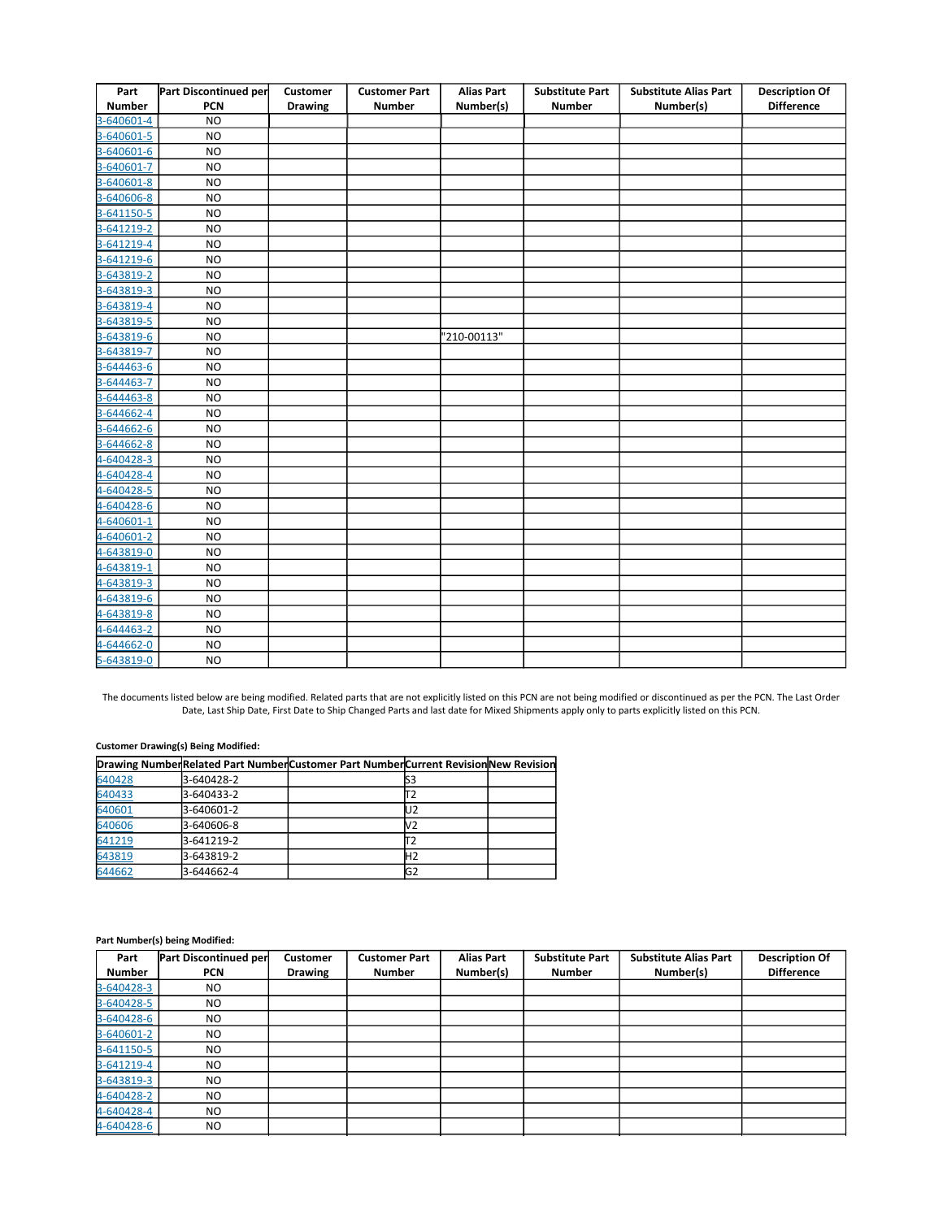| Part Number | Part Discontinued per PCN | Customer Drawing | Customer Part Number | Alias Part Number(s) | Substitute Part Number | Substitute Alias Part Number(s) | Description Of Difference |
|---|---|---|---|---|---|---|---|
| 3-640601-4 | NO | | | | | | |
| 3-640601-5 | NO | | | | | | |
| 3-640601-6 | NO | | | | | | |
| 3-640601-7 | NO | | | | | | |
| 3-640601-8 | NO | | | | | | |
| 3-640606-8 | NO | | | | | | |
| 3-641150-5 | NO | | | | | | |
| 3-641219-2 | NO | | | | | | |
| 3-641219-4 | NO | | | | | | |
| 3-641219-6 | NO | | | | | | |
| 3-643819-2 | NO | | | | | | |
| 3-643819-3 | NO | | | | | | |
| 3-643819-4 | NO | | | | | | |
| 3-643819-5 | NO | | | | | | |
| 3-643819-6 | NO | | | "210-00113" | | | |
| 3-643819-7 | NO | | | | | | |
| 3-644463-6 | NO | | | | | | |
| 3-644463-7 | NO | | | | | | |
| 3-644463-8 | NO | | | | | | |
| 3-644662-4 | NO | | | | | | |
| 3-644662-6 | NO | | | | | | |
| 3-644662-8 | NO | | | | | | |
| 4-640428-3 | NO | | | | | | |
| 4-640428-4 | NO | | | | | | |
| 4-640428-5 | NO | | | | | | |
| 4-640428-6 | NO | | | | | | |
| 4-640601-1 | NO | | | | | | |
| 4-640601-2 | NO | | | | | | |
| 4-643819-0 | NO | | | | | | |
| 4-643819-1 | NO | | | | | | |
| 4-643819-3 | NO | | | | | | |
| 4-643819-6 | NO | | | | | | |
| 4-643819-8 | NO | | | | | | |
| 4-644463-2 | NO | | | | | | |
| 4-644662-0 | NO | | | | | | |
| 5-643819-0 | NO | | | | | | |

The documents listed below are being modified. Related parts that are not explicitly listed on this PCN are not being modified or discontinued as per the PCN. The Last Order Date, Last Ship Date, First Date to Ship Changed Parts and last date for Mixed Shipments apply only to parts explicitly listed on this PCN.

**Customer Drawing(s) Being Modified:**

| Drawing Number | Related Part Number | Customer Part Number | Current Revision | New Revision |
|---|---|---|---|---|
| 640428 | 3-640428-2 | | S3 | |
| 640433 | 3-640433-2 | | T2 | |
| 640601 | 3-640601-2 | | U2 | |
| 640606 | 3-640606-8 | | V2 | |
| 641219 | 3-641219-2 | | T2 | |
| 643819 | 3-643819-2 | | H2 | |
| 644662 | 3-644662-4 | | G2 | |

**Part Number(s) being Modified:**

| Part Number | Part Discontinued per PCN | Customer Drawing | Customer Part Number | Alias Part Number(s) | Substitute Part Number | Substitute Alias Part Number(s) | Description Of Difference |
|---|---|---|---|---|---|---|---|
| 3-640428-3 | NO | | | | | | |
| 3-640428-5 | NO | | | | | | |
| 3-640428-6 | NO | | | | | | |
| 3-640601-2 | NO | | | | | | |
| 3-641150-5 | NO | | | | | | |
| 3-641219-4 | NO | | | | | | |
| 3-643819-3 | NO | | | | | | |
| 4-640428-2 | NO | | | | | | |
| 4-640428-4 | NO | | | | | | |
| 4-640428-6 | NO | | | | | | |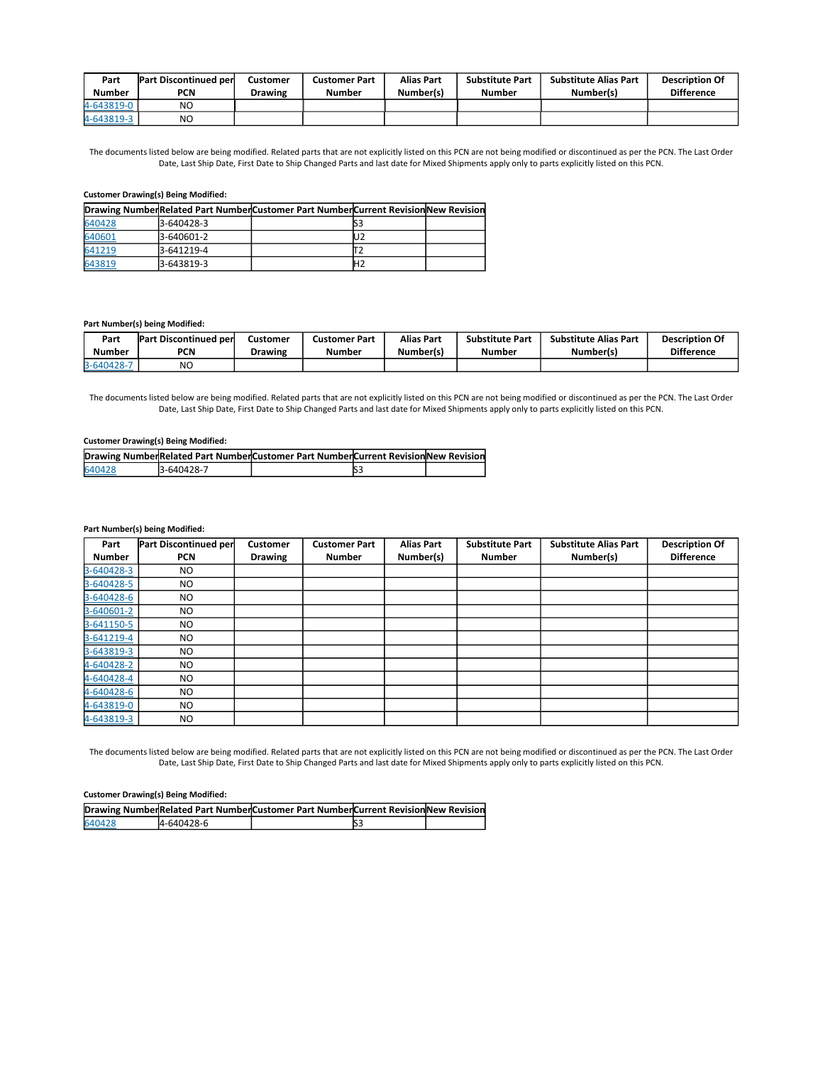| Part Number | Part Discontinued per PCN | Customer Drawing | Customer Part Number | Alias Part Number(s) | Substitute Part Number | Substitute Alias Part Number(s) | Description Of Difference |
|---|---|---|---|---|---|---|---|
| 4-643819-0 | NO | | | | | | |
| 4-643819-3 | NO | | | | | | |

The documents listed below are being modified. Related parts that are not explicitly listed on this PCN are not being modified or discontinued as per the PCN. The Last Order Date, Last Ship Date, First Date to Ship Changed Parts and last date for Mixed Shipments apply only to parts explicitly listed on this PCN.

**Customer Drawing(s) Being Modified:**

| Drawing Number | Related Part Number | Customer Part Number | Current Revision | New Revision |
|---|---|---|---|---|
| 640428 | 3-640428-3 | | S3 | |
| 640601 | 3-640601-2 | | U2 | |
| 641219 | 3-641219-4 | | T2 | |
| 643819 | 3-643819-3 | | H2 | |

**Part Number(s) being Modified:**

| Part Number | Part Discontinued per PCN | Customer Drawing | Customer Part Number | Alias Part Number(s) | Substitute Part Number | Substitute Alias Part Number(s) | Description Of Difference |
|---|---|---|---|---|---|---|---|
| 3-640428-7 | NO | | | | | | |

The documents listed below are being modified. Related parts that are not explicitly listed on this PCN are not being modified or discontinued as per the PCN. The Last Order Date, Last Ship Date, First Date to Ship Changed Parts and last date for Mixed Shipments apply only to parts explicitly listed on this PCN.

**Customer Drawing(s) Being Modified:**

| Drawing Number | Related Part Number | Customer Part Number | Current Revision | New Revision |
|---|---|---|---|---|
| 640428 | 3-640428-7 | | S3 | |

**Part Number(s) being Modified:**

| Part Number | Part Discontinued per PCN | Customer Drawing | Customer Part Number | Alias Part Number(s) | Substitute Part Number | Substitute Alias Part Number(s) | Description Of Difference |
|---|---|---|---|---|---|---|---|
| 3-640428-3 | NO | | | | | | |
| 3-640428-5 | NO | | | | | | |
| 3-640428-6 | NO | | | | | | |
| 3-640601-2 | NO | | | | | | |
| 3-641150-5 | NO | | | | | | |
| 3-641219-4 | NO | | | | | | |
| 3-643819-3 | NO | | | | | | |
| 4-640428-2 | NO | | | | | | |
| 4-640428-4 | NO | | | | | | |
| 4-640428-6 | NO | | | | | | |
| 4-643819-0 | NO | | | | | | |
| 4-643819-3 | NO | | | | | | |

The documents listed below are being modified. Related parts that are not explicitly listed on this PCN are not being modified or discontinued as per the PCN. The Last Order Date, Last Ship Date, First Date to Ship Changed Parts and last date for Mixed Shipments apply only to parts explicitly listed on this PCN.

**Customer Drawing(s) Being Modified:**

| Drawing Number | Related Part Number | Customer Part Number | Current Revision | New Revision |
|---|---|---|---|---|
| 640428 | 4-640428-6 | | S3 | |